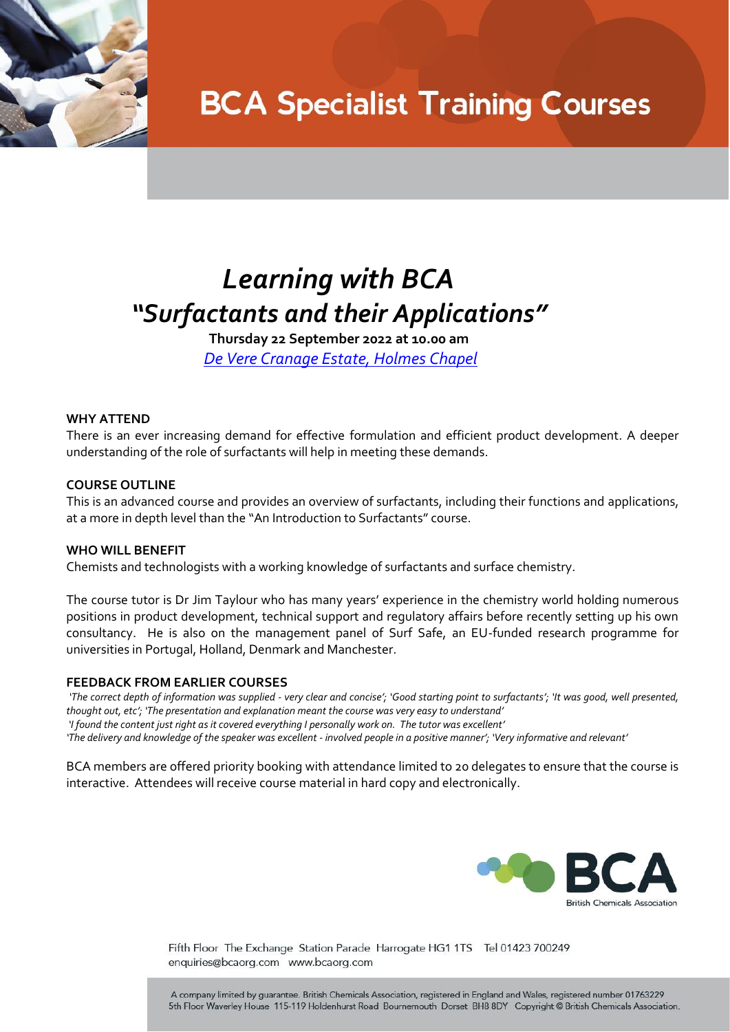# BCA Specialist Training Courses

## *Learning with BCA*
## *"Surfactants and their Applications"*

**Thursday 22 September 2022 at 10.00 am**

*De Vere Cranage Estate, Holmes Chapel*

**WHY ATTEND**

There is an ever increasing demand for effective formulation and efficient product development. A deeper understanding of the role of surfactants will help in meeting these demands.

**COURSE OUTLINE**

This is an advanced course and provides an overview of surfactants, including their functions and applications, at a more in depth level than the "An Introduction to Surfactants" course.

**WHO WILL BENEFIT**

Chemists and technologists with a working knowledge of surfactants and surface chemistry.

The course tutor is Dr Jim Taylour who has many years' experience in the chemistry world holding numerous positions in product development, technical support and regulatory affairs before recently setting up his own consultancy. He is also on the management panel of Surf Safe, an EU-funded research programme for universities in Portugal, Holland, Denmark and Manchester.

**FEEDBACK FROM EARLIER COURSES**

*'The correct depth of information was supplied - very clear and concise'; 'Good starting point to surfactants'; 'It was good, well presented, thought out, etc'; 'The presentation and explanation meant the course was very easy to understand'*
*'I found the content just right as it covered everything I personally work on. The tutor was excellent'*
*'The delivery and knowledge of the speaker was excellent - involved people in a positive manner'; 'Very informative and relevant'*

BCA members are offered priority booking with attendance limited to 20 delegates to ensure that the course is interactive. Attendees will receive course material in hard copy and electronically.

BCA British Chemicals Association

Fifth Floor The Exchange Station Parade Harrogate HG1 1TS Tel 01423 700249
enquiries@bcaorg.com www.bcaorg.com

A company limited by guarantee. British Chemicals Association, registered in England and Wales, registered number 01763229
5th Floor Waverley House 115-119 Holdenhurst Road Bournemouth Dorset BH8 8DY Copyright © British Chemicals Association.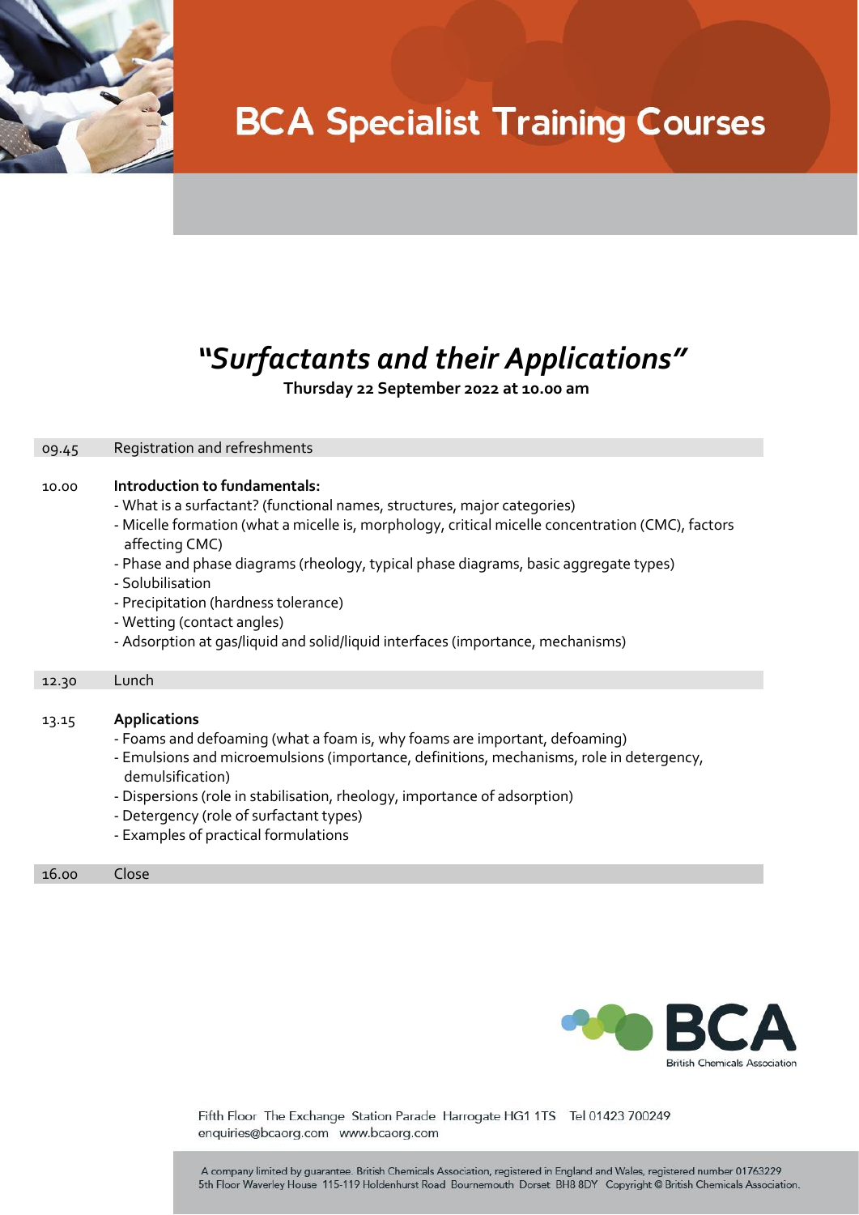# BCA Specialist Training Courses

## *"Surfactants and their Applications"*

**Thursday 22 September 2022 at 10.00 am**

09.45 Registration and refreshments

10.00 **Introduction to fundamentals:**

- What is a surfactant? (functional names, structures, major categories)
- Micelle formation (what a micelle is, morphology, critical micelle concentration (CMC), factors affecting CMC)
- Phase and phase diagrams (rheology, typical phase diagrams, basic aggregate types)
- Solubilisation
- Precipitation (hardness tolerance)
- Wetting (contact angles)
- Adsorption at gas/liquid and solid/liquid interfaces (importance, mechanisms)

12.30 Lunch

13.15 **Applications**

- Foams and defoaming (what a foam is, why foams are important, defoaming)
- Emulsions and microemulsions (importance, definitions, mechanisms, role in detergency, demulsification)
- Dispersions (role in stabilisation, rheology, importance of adsorption)
- Detergency (role of surfactant types)
- Examples of practical formulations

16.00 Close

BCA
British Chemicals Association

Fifth Floor The Exchange Station Parade Harrogate HG1 1TS Tel 01423 700249
enquiries@bcaorg.com www.bcaorg.com

A company limited by guarantee. British Chemicals Association, registered in England and Wales, registered number 01763229
5th Floor Waverley House 115-119 Holdenhurst Road Bournemouth Dorset BH8 8DY Copyright © British Chemicals Association.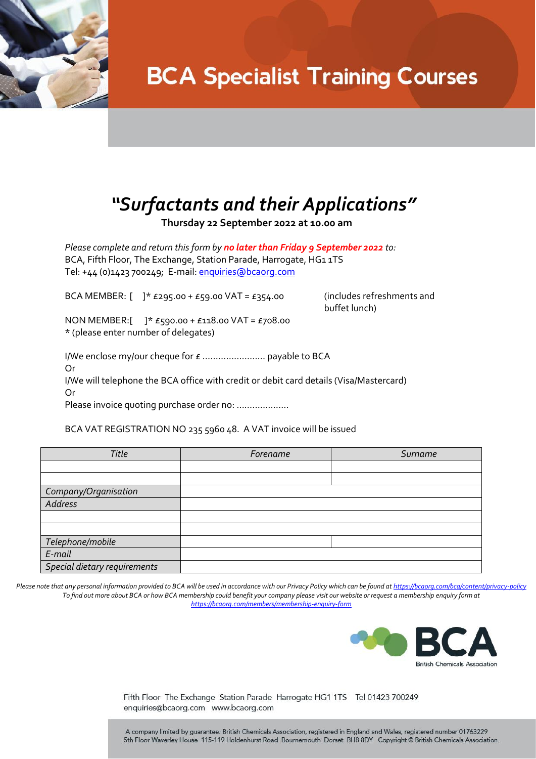# BCA Specialist Training Courses

## *"Surfactants and their Applications"*

**Thursday 22 September 2022 at 10.00 am**

*Please complete and return this form by* ***no later than Friday 9 September 2022*** *to:*
BCA, Fifth Floor, The Exchange, Station Parade, Harrogate, HG1 1TS
Tel: +44 (0)1423 700249; E-mail: enquiries@bcaorg.com

BCA MEMBER: [ ]* £295.00 + £59.00 VAT = £354.00 (includes refreshments and buffet lunch)

NON MEMBER:[ ]* £590.00 + £118.00 VAT = £708.00

* (please enter number of delegates)

I/We enclose my/our cheque for £ ........................ payable to BCA

Or

I/We will telephone the BCA office with credit or debit card details (Visa/Mastercard)

Or

Please invoice quoting purchase order no: ....................

BCA VAT REGISTRATION NO 235 5960 48. A VAT invoice will be issued

| *Title* | *Forename* | *Surname* |
|---|---|---|
| | | |
| | | |
| *Company/Organisation* | | |
| *Address* | | |
| | | |
| | | |
| *Telephone/mobile* | | |
| *E-mail* | | |
| *Special dietary requirements* | | |

*Please note that any personal information provided to BCA will be used in accordance with our Privacy Policy which can be found at https://bcaorg.com/bca/content/privacy-policy*
*To find out more about BCA or how BCA membership could benefit your company please visit our website or request a membership enquiry form at https://bcaorg.com/members/membership-enquiry-form*

BCA
British Chemicals Association

Fifth Floor The Exchange Station Parade Harrogate HG1 1TS Tel 01423 700249
enquiries@bcaorg.com www.bcaorg.com

A company limited by guarantee. British Chemicals Association, registered in England and Wales, registered number 01763229
5th Floor Waverley House 115-119 Holdenhurst Road Bournemouth Dorset BH8 8DY Copyright © British Chemicals Association.